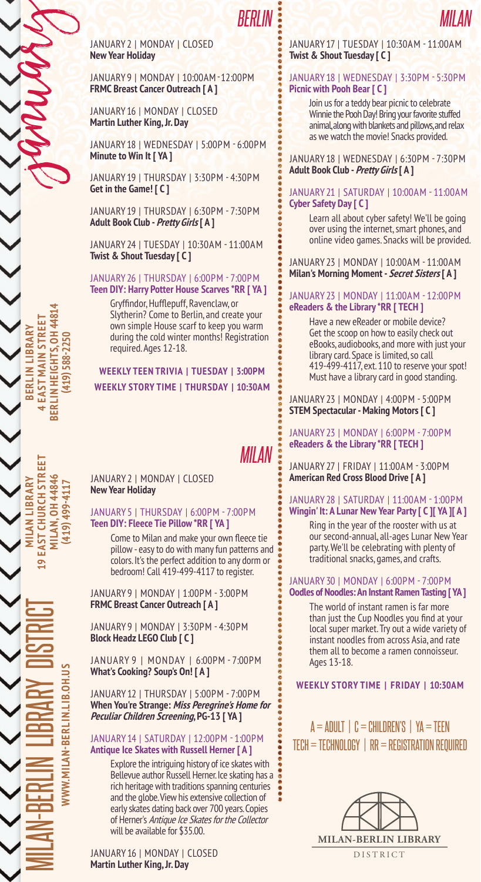# January

## MILAN-BERLIN LIBRARY DISTRICT

WWW.MILAN-BERLIN.LIB.OH.US

**BERLIN LIBRARY**
**4 EAST MAIN STREET**
**BERLIN HEIGHTS, OH 44814**
**(419) 588-2250**

**MILAN LIBRARY**
**19 EAST CHURCH STREET**
**MILAN, OH 44846**
**(419) 499-4117**

## BERLIN

JANUARY 2 | MONDAY | CLOSED
**New Year Holiday**

JANUARY 9 | MONDAY | 10:00AM - 12:00PM
**FRMC Breast Cancer Outreach [ A ]**

JANUARY 16 | MONDAY | CLOSED
**Martin Luther King, Jr. Day**

JANUARY 18 | WEDNESDAY | 5:00PM - 6:00PM
**Minute to Win It [ YA ]**

JANUARY 19 | THURSDAY | 3:30PM - 4:30PM
**Get in the Game! [ C ]**

JANUARY 19 | THURSDAY | 6:30PM - 7:30PM
**Adult Book Club - *Pretty Girls* [ A ]**

JANUARY 24 | TUESDAY | 10:30AM - 11:00AM
**Twist & Shout Tuesday [ C ]**

JANUARY 26 | THURSDAY | 6:00PM - 7:00PM
**Teen DIY: Harry Potter House Scarves *RR [ YA ]**

Gryffindor, Hufflepuff, Ravenclaw, or Slytherin? Come to Berlin, and create your own simple House scarf to keep you warm during the cold winter months! Registration required. Ages 12-18.

**WEEKLY TEEN TRIVIA | TUESDAY | 3:00PM**
**WEEKLY STORY TIME | THURSDAY | 10:30AM**

## MILAN

JANUARY 2 | MONDAY | CLOSED
**New Year Holiday**

JANUARY 5 | THURSDAY | 6:00PM - 7:00PM
**Teen DIY: Fleece Tie Pillow *RR [ YA ]**

Come to Milan and make your own fleece tie pillow - easy to do with many fun patterns and colors. It's the perfect addition to any dorm or bedroom! Call 419-499-4117 to register.

JANUARY 9 | MONDAY | 1:00PM - 3:00PM
**FRMC Breast Cancer Outreach [ A ]**

JANUARY 9 | MONDAY | 3:30PM - 4:30PM
**Block Headz LEGO Club [ C ]**

JANUARY 9 | MONDAY | 6:00PM - 7:00PM
**What's Cooking? Soup's On! [ A ]**

JANUARY 12 | THURSDAY | 5:00PM - 7:00PM
**When You're Strange: *Miss Peregrine's Home for Peculiar Children* Screening, PG-13 [ YA ]**

JANUARY 14 | SATURDAY | 12:00PM - 1:00PM
**Antique Ice Skates with Russell Herner [ A ]**

Explore the intriguing history of ice skates with Bellevue author Russell Herner. Ice skating has a rich heritage with traditions spanning centuries and the globe. View his extensive collection of early skates dating back over 700 years. Copies of Herner's *Antique Ice Skates for the Collector* will be available for $35.00.

JANUARY 16 | MONDAY | CLOSED
**Martin Luther King, Jr. Day**

JANUARY 17 | TUESDAY | 10:30AM - 11:00AM
**Twist & Shout Tuesday [ C ]**

JANUARY 18 | WEDNESDAY | 3:30PM - 5:30PM
**Picnic with Pooh Bear [ C ]**

Join us for a teddy bear picnic to celebrate Winnie the Pooh Day! Bring your favorite stuffed animal, along with blankets and pillows, and relax as we watch the movie! Snacks provided.

JANUARY 18 | WEDNESDAY | 6:30PM - 7:30PM
**Adult Book Club - *Pretty Girls* [ A ]**

JANUARY 21 | SATURDAY | 10:00AM - 11:00AM
**Cyber Safety Day [ C ]**

Learn all about cyber safety! We'll be going over using the internet, smart phones, and online video games. Snacks will be provided.

JANUARY 23 | MONDAY | 10:00AM - 11:00AM
**Milan's Morning Moment - *Secret Sisters* [ A ]**

JANUARY 23 | MONDAY | 11:00AM - 12:00PM
**eReaders & the Library *RR [ TECH ]**

Have a new eReader or mobile device? Get the scoop on how to easily check out eBooks, audiobooks, and more with just your library card. Space is limited, so call 419-499-4117, ext. 110 to reserve your spot! Must have a library card in good standing.

JANUARY 23 | MONDAY | 4:00PM - 5:00PM
**STEM Spectacular - Making Motors [ C ]**

JANUARY 23 | MONDAY | 6:00PM - 7:00PM
**eReaders & the Library *RR [ TECH ]**

JANUARY 27 | FRIDAY | 11:00AM - 3:00PM
**American Red Cross Blood Drive [ A ]**

JANUARY 28 | SATURDAY | 11:00AM - 1:00PM
**Wingin' It: A Lunar New Year Party [ C ][ YA ][ A ]**

Ring in the year of the rooster with us at our second-annual, all-ages Lunar New Year party. We'll be celebrating with plenty of traditional snacks, games, and crafts.

JANUARY 30 | MONDAY | 6:00PM - 7:00PM
**Oodles of Noodles: An Instant Ramen Tasting [ YA ]**

The world of instant ramen is far more than just the Cup Noodles you find at your local super market. Try out a wide variety of instant noodles from across Asia, and rate them all to become a ramen connoisseur. Ages 13-18.

**WEEKLY STORY TIME | FRIDAY | 10:30AM**

A = ADULT | C = CHILDREN'S | YA = TEEN
TECH = TECHNOLOGY | RR = REGISTRATION REQUIRED

MILAN-BERLIN LIBRARY
DISTRICT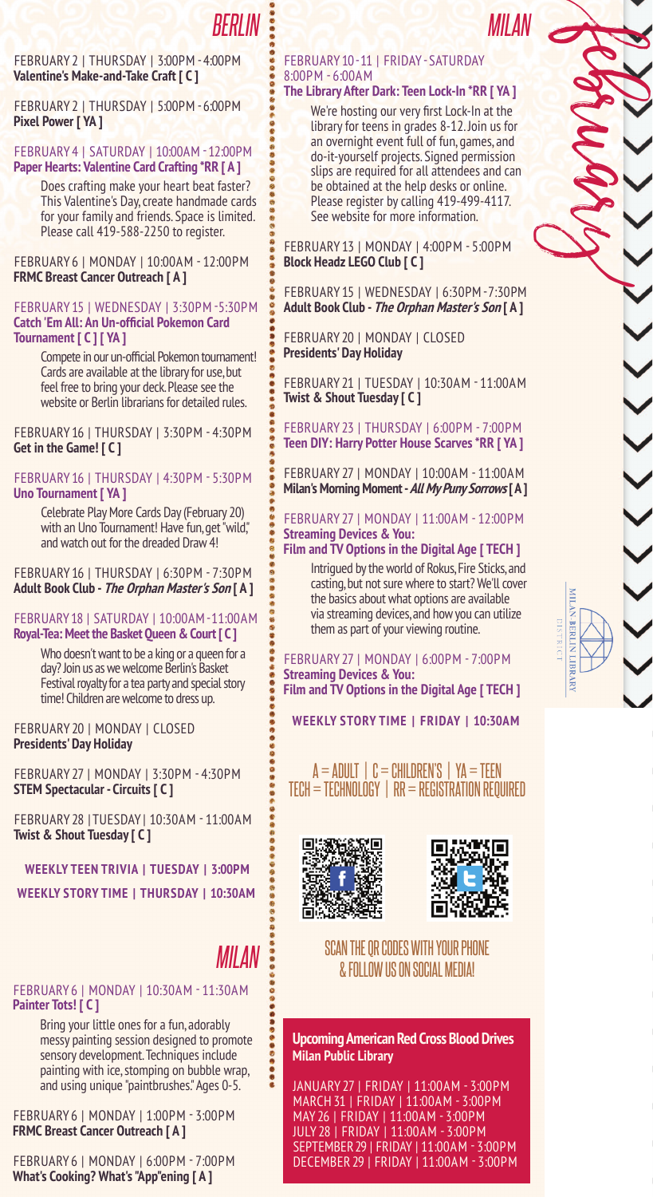# BERLIN

FEBRUARY 2 | THURSDAY | 3:00PM - 4:00PM
**Valentine's Make-and-Take Craft [ C ]**

FEBRUARY 2 | THURSDAY | 5:00PM - 6:00PM
**Pixel Power [ YA ]**

FEBRUARY 4 | SATURDAY | 10:00AM - 12:00PM
**Paper Hearts: Valentine Card Crafting *RR [ A ]**

Does crafting make your heart beat faster? This Valentine's Day, create handmade cards for your family and friends. Space is limited. Please call 419-588-2250 to register.

FEBRUARY 6 | MONDAY | 10:00AM - 12:00PM
**FRMC Breast Cancer Outreach [ A ]**

FEBRUARY 15 | WEDNESDAY | 3:30PM - 5:30PM
**Catch 'Em All: An Un-official Pokemon Card Tournament [ C ] [ YA ]**

Compete in our un-official Pokemon tournament! Cards are available at the library for use, but feel free to bring your deck. Please see the website or Berlin librarians for detailed rules.

FEBRUARY 16 | THURSDAY | 3:30PM - 4:30PM
**Get in the Game! [ C ]**

FEBRUARY 16 | THURSDAY | 4:30PM - 5:30PM
**Uno Tournament [ YA ]**

Celebrate Play More Cards Day (February 20) with an Uno Tournament! Have fun, get "wild," and watch out for the dreaded Draw 4!

FEBRUARY 16 | THURSDAY | 6:30PM - 7:30PM
**Adult Book Club - *The Orphan Master's Son* [ A ]**

FEBRUARY 18 | SATURDAY | 10:00AM - 11:00AM
**Royal-Tea: Meet the Basket Queen & Court [ C ]**

Who doesn't want to be a king or a queen for a day? Join us as we welcome Berlin's Basket Festival royalty for a tea party and special story time! Children are welcome to dress up.

FEBRUARY 20 | MONDAY | CLOSED
**Presidents' Day Holiday**

FEBRUARY 27 | MONDAY | 3:30PM - 4:30PM
**STEM Spectacular - Circuits [ C ]**

FEBRUARY 28 | TUESDAY | 10:30AM - 11:00AM
**Twist & Shout Tuesday [ C ]**

**WEEKLY TEEN TRIVIA | TUESDAY | 3:00PM**

**WEEKLY STORY TIME | THURSDAY | 10:30AM**

# MILAN

FEBRUARY 6 | MONDAY | 10:30AM - 11:30AM
**Painter Tots! [ C ]**

Bring your little ones for a fun, adorably messy painting session designed to promote sensory development. Techniques include painting with ice, stomping on bubble wrap, and using unique "paintbrushes." Ages 0-5.

FEBRUARY 6 | MONDAY | 1:00PM - 3:00PM
**FRMC Breast Cancer Outreach [ A ]**

FEBRUARY 6 | MONDAY | 6:00PM - 7:00PM
**What's Cooking? What's "App"ening [ A ]**

# MILAN

FEBRUARY 10 - 11 | FRIDAY - SATURDAY
8:00PM - 6:00AM
**The Library After Dark: Teen Lock-In *RR [ YA ]**

We're hosting our very first Lock-In at the library for teens in grades 8-12. Join us for an overnight event full of fun, games, and do-it-yourself projects. Signed permission slips are required for all attendees and can be obtained at the help desks or online. Please register by calling 419-499-4117. See website for more information.

FEBRUARY 13 | MONDAY | 4:00PM - 5:00PM
**Block Headz LEGO Club [ C ]**

FEBRUARY 15 | WEDNESDAY | 6:30PM - 7:30PM
**Adult Book Club - *The Orphan Master's Son* [ A ]**

FEBRUARY 20 | MONDAY | CLOSED
**Presidents' Day Holiday**

FEBRUARY 21 | TUESDAY | 10:30AM - 11:00AM
**Twist & Shout Tuesday [ C ]**

FEBRUARY 23 | THURSDAY | 6:00PM - 7:00PM
**Teen DIY: Harry Potter House Scarves *RR [ YA ]**

FEBRUARY 27 | MONDAY | 10:00AM - 11:00AM
**Milan's Morning Moment - *All My Puny Sorrows* [ A ]**

FEBRUARY 27 | MONDAY | 11:00AM - 12:00PM
**Streaming Devices & You: Film and TV Options in the Digital Age [ TECH ]**

Intrigued by the world of Rokus, Fire Sticks, and casting, but not sure where to start? We'll cover the basics about what options are available via streaming devices, and how you can utilize them as part of your viewing routine.

FEBRUARY 27 | MONDAY | 6:00PM - 7:00PM
**Streaming Devices & You: Film and TV Options in the Digital Age [ TECH ]**

**WEEKLY STORY TIME | FRIDAY | 10:30AM**

A = ADULT | C = CHILDREN'S | YA = TEEN
TECH = TECHNOLOGY | RR = REGISTRATION REQUIRED

SCAN THE QR CODES WITH YOUR PHONE & FOLLOW US ON SOCIAL MEDIA!

**Upcoming American Red Cross Blood Drives**
**Milan Public Library**

JANUARY 27 | FRIDAY | 11:00AM - 3:00PM
MARCH 31 | FRIDAY | 11:00AM - 3:00PM
MAY 26 | FRIDAY | 11:00AM - 3:00PM
JULY 28 | FRIDAY | 11:00AM - 3:00PM
SEPTEMBER 29 | FRIDAY | 11:00AM - 3:00PM
DECEMBER 29 | FRIDAY | 11:00AM - 3:00PM

February

MILAN-BERLIN LIBRARY DISTRICT